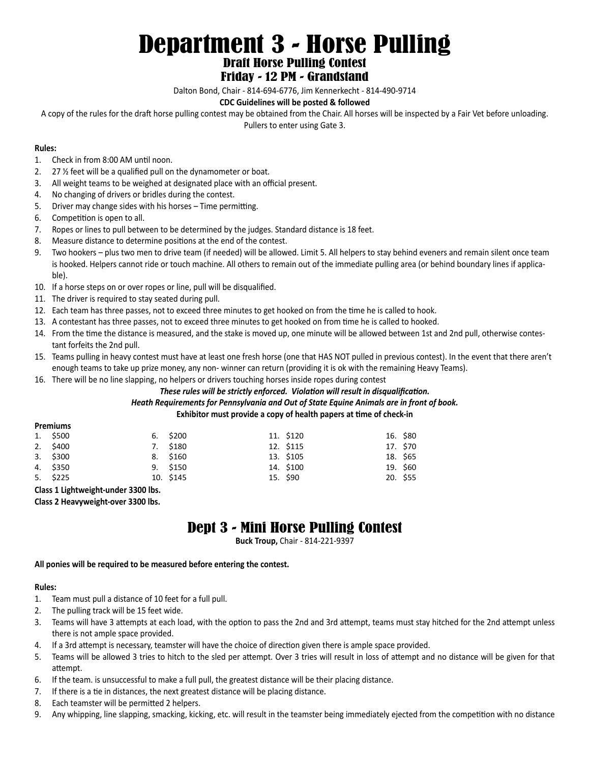# Department 3 - Horse Pulling

## Draft Horse Pulling Contest

## Friday - 12 PM - Grandstand

Dalton Bond, Chair - 814-694-6776, Jim Kennerkecht - 814-490-9714

**CDC Guidelines will be posted & followed**

A copy of the rules for the draft horse pulling contest may be obtained from the Chair. All horses will be inspected by a Fair Vet before unloading. Pullers to enter using Gate 3.

**Rules:**

1. Check in from 8:00 AM until noon.
2. 27 ½ feet will be a qualified pull on the dynamometer or boat.
3. All weight teams to be weighed at designated place with an official present.
4. No changing of drivers or bridles during the contest.
5. Driver may change sides with his horses – Time permitting.
6. Competition is open to all.
7. Ropes or lines to pull between to be determined by the judges. Standard distance is 18 feet.
8. Measure distance to determine positions at the end of the contest.
9. Two hookers – plus two men to drive team (if needed) will be allowed. Limit 5. All helpers to stay behind eveners and remain silent once team is hooked. Helpers cannot ride or touch machine. All others to remain out of the immediate pulling area (or behind boundary lines if applicable).
10. If a horse steps on or over ropes or line, pull will be disqualified.
11. The driver is required to stay seated during pull.
12. Each team has three passes, not to exceed three minutes to get hooked on from the time he is called to hook.
13. A contestant has three passes, not to exceed three minutes to get hooked on from time he is called to hooked.
14. From the time the distance is measured, and the stake is moved up, one minute will be allowed between 1st and 2nd pull, otherwise contestant forfeits the 2nd pull.
15. Teams pulling in heavy contest must have at least one fresh horse (one that HAS NOT pulled in previous contest). In the event that there aren't enough teams to take up prize money, any non- winner can return (providing it is ok with the remaining Heavy Teams).
16. There will be no line slapping, no helpers or drivers touching horses inside ropes during contest

***These rules will be strictly enforced. Violation will result in disqualification.***

***Heath Requirements for Pennsylvania and Out of State Equine Animals are in front of book.***

**Exhibitor must provide a copy of health papers at time of check-in**

**Premiums**

| | | | | | | | |
|---|---|---|---|---|---|---|---|
| 1. | $500 | 6. | $200 | 11. | $120 | 16. | $80 |
| 2. | $400 | 7. | $180 | 12. | $115 | 17. | $70 |
| 3. | $300 | 8. | $160 | 13. | $105 | 18. | $65 |
| 4. | $350 | 9. | $150 | 14. | $100 | 19. | $60 |
| 5. | $225 | 10. | $145 | 15. | $90 | 20. | $55 |

**Class 1 Lightweight-under 3300 lbs.**
**Class 2 Heavyweight-over 3300 lbs.**

## Dept 3 - Mini Horse Pulling Contest

**Buck Troup,** Chair - 814-221-9397

**All ponies will be required to be measured before entering the contest.**

**Rules:**

1. Team must pull a distance of 10 feet for a full pull.
2. The pulling track will be 15 feet wide.
3. Teams will have 3 attempts at each load, with the option to pass the 2nd and 3rd attempt, teams must stay hitched for the 2nd attempt unless there is not ample space provided.
4. If a 3rd attempt is necessary, teamster will have the choice of direction given there is ample space provided.
5. Teams will be allowed 3 tries to hitch to the sled per attempt. Over 3 tries will result in loss of attempt and no distance will be given for that attempt.
6. If the team. is unsuccessful to make a full pull, the greatest distance will be their placing distance.
7. If there is a tie in distances, the next greatest distance will be placing distance.
8. Each teamster will be permitted 2 helpers.
9. Any whipping, line slapping, smacking, kicking, etc. will result in the teamster being immediately ejected from the competition with no distance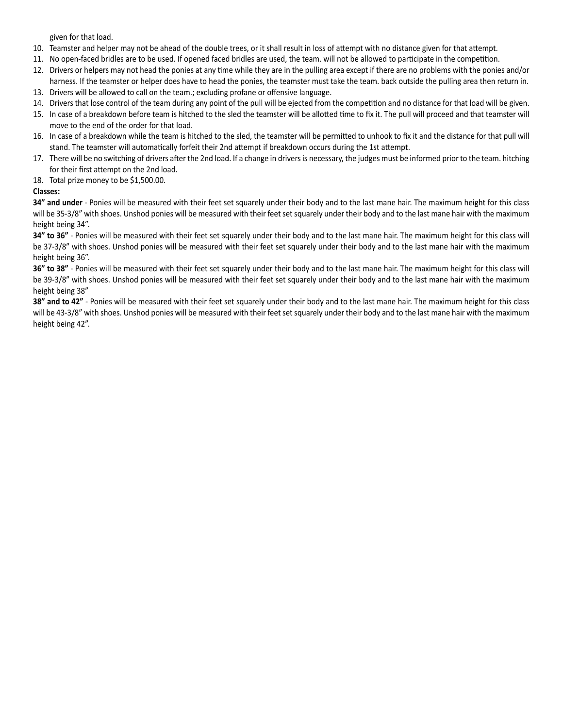given for that load.

10. Teamster and helper may not be ahead of the double trees, or it shall result in loss of attempt with no distance given for that attempt.
11. No open-faced bridles are to be used. If opened faced bridles are used, the team. will not be allowed to participate in the competition.
12. Drivers or helpers may not head the ponies at any time while they are in the pulling area except if there are no problems with the ponies and/or harness. If the teamster or helper does have to head the ponies, the teamster must take the team. back outside the pulling area then return in.
13. Drivers will be allowed to call on the team.; excluding profane or offensive language.
14. Drivers that lose control of the team during any point of the pull will be ejected from the competition and no distance for that load will be given.
15. In case of a breakdown before team is hitched to the sled the teamster will be allotted time to fix it. The pull will proceed and that teamster will move to the end of the order for that load.
16. In case of a breakdown while the team is hitched to the sled, the teamster will be permitted to unhook to fix it and the distance for that pull will stand. The teamster will automatically forfeit their 2nd attempt if breakdown occurs during the 1st attempt.
17. There will be no switching of drivers after the 2nd load. If a change in drivers is necessary, the judges must be informed prior to the team. hitching for their first attempt on the 2nd load.
18. Total prize money to be $1,500.00.

**Classes:**

**34" and under** - Ponies will be measured with their feet set squarely under their body and to the last mane hair. The maximum height for this class will be 35-3/8" with shoes. Unshod ponies will be measured with their feet set squarely under their body and to the last mane hair with the maximum height being 34".

**34" to 36"** - Ponies will be measured with their feet set squarely under their body and to the last mane hair. The maximum height for this class will be 37-3/8" with shoes. Unshod ponies will be measured with their feet set squarely under their body and to the last mane hair with the maximum height being 36".

**36" to 38"** - Ponies will be measured with their feet set squarely under their body and to the last mane hair. The maximum height for this class will be 39-3/8" with shoes. Unshod ponies will be measured with their feet set squarely under their body and to the last mane hair with the maximum height being 38"

**38" and to 42"** - Ponies will be measured with their feet set squarely under their body and to the last mane hair. The maximum height for this class will be 43-3/8" with shoes. Unshod ponies will be measured with their feet set squarely under their body and to the last mane hair with the maximum height being 42".